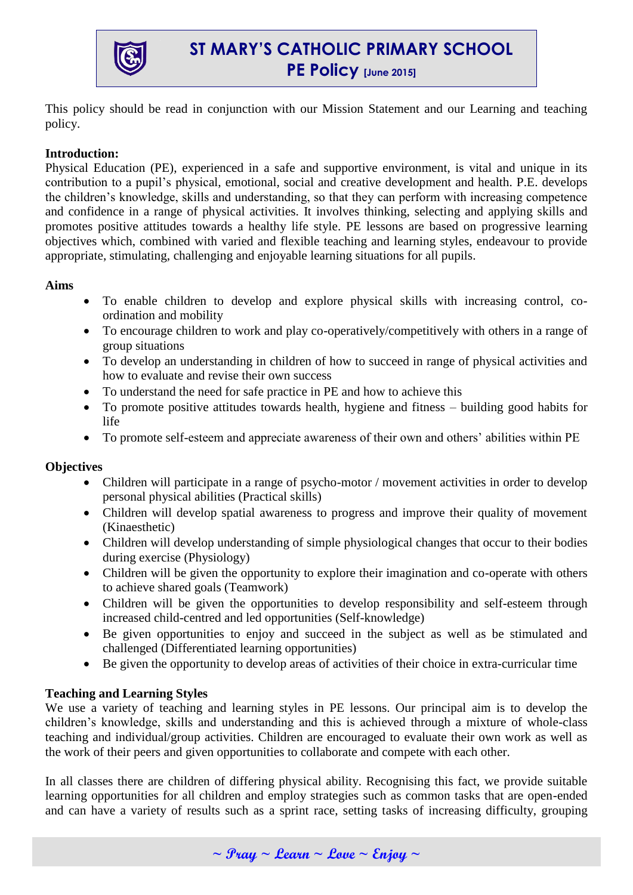# ST MARY'S CATHOLIC PRIMARY SCHOOL
## PE Policy [June 2015]

This policy should be read in conjunction with our Mission Statement and our Learning and teaching policy.

**Introduction:**
Physical Education (PE), experienced in a safe and supportive environment, is vital and unique in its contribution to a pupil's physical, emotional, social and creative development and health. P.E. develops the children's knowledge, skills and understanding, so that they can perform with increasing competence and confidence in a range of physical activities. It involves thinking, selecting and applying skills and promotes positive attitudes towards a healthy life style. PE lessons are based on progressive learning objectives which, combined with varied and flexible teaching and learning styles, endeavour to provide appropriate, stimulating, challenging and enjoyable learning situations for all pupils.

**Aims**

- To enable children to develop and explore physical skills with increasing control, co-ordination and mobility
- To encourage children to work and play co-operatively/competitively with others in a range of group situations
- To develop an understanding in children of how to succeed in range of physical activities and how to evaluate and revise their own success
- To understand the need for safe practice in PE and how to achieve this
- To promote positive attitudes towards health, hygiene and fitness – building good habits for life
- To promote self-esteem and appreciate awareness of their own and others' abilities within PE

**Objectives**

- Children will participate in a range of psycho-motor / movement activities in order to develop personal physical abilities (Practical skills)
- Children will develop spatial awareness to progress and improve their quality of movement (Kinaesthetic)
- Children will develop understanding of simple physiological changes that occur to their bodies during exercise (Physiology)
- Children will be given the opportunity to explore their imagination and co-operate with others to achieve shared goals (Teamwork)
- Children will be given the opportunities to develop responsibility and self-esteem through increased child-centred and led opportunities (Self-knowledge)
- Be given opportunities to enjoy and succeed in the subject as well as be stimulated and challenged (Differentiated learning opportunities)
- Be given the opportunity to develop areas of activities of their choice in extra-curricular time

**Teaching and Learning Styles**
We use a variety of teaching and learning styles in PE lessons. Our principal aim is to develop the children's knowledge, skills and understanding and this is achieved through a mixture of whole-class teaching and individual/group activities. Children are encouraged to evaluate their own work as well as the work of their peers and given opportunities to collaborate and compete with each other.

In all classes there are children of differing physical ability. Recognising this fact, we provide suitable learning opportunities for all children and employ strategies such as common tasks that are open-ended and can have a variety of results such as a sprint race, setting tasks of increasing difficulty, grouping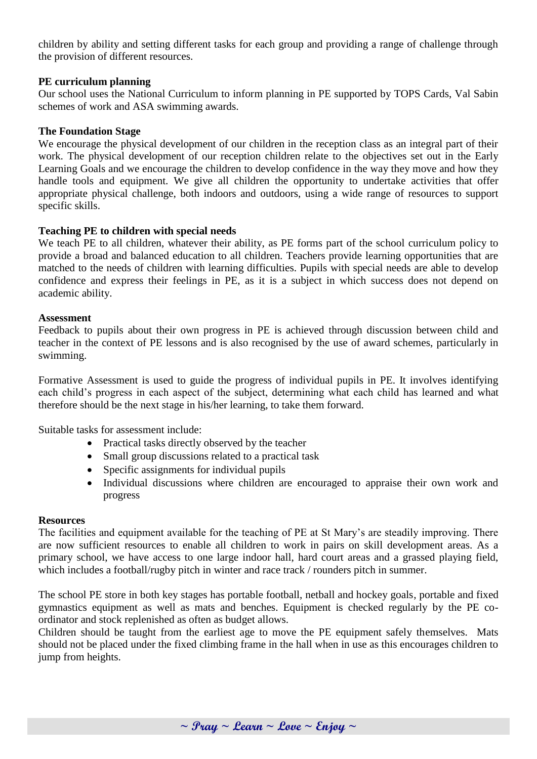children by ability and setting different tasks for each group and providing a range of challenge through the provision of different resources.

**PE curriculum planning**

Our school uses the National Curriculum to inform planning in PE supported by TOPS Cards, Val Sabin schemes of work and ASA swimming awards.

**The Foundation Stage**

We encourage the physical development of our children in the reception class as an integral part of their work. The physical development of our reception children relate to the objectives set out in the Early Learning Goals and we encourage the children to develop confidence in the way they move and how they handle tools and equipment. We give all children the opportunity to undertake activities that offer appropriate physical challenge, both indoors and outdoors, using a wide range of resources to support specific skills.

**Teaching PE to children with special needs**

We teach PE to all children, whatever their ability, as PE forms part of the school curriculum policy to provide a broad and balanced education to all children. Teachers provide learning opportunities that are matched to the needs of children with learning difficulties. Pupils with special needs are able to develop confidence and express their feelings in PE, as it is a subject in which success does not depend on academic ability.

**Assessment**

Feedback to pupils about their own progress in PE is achieved through discussion between child and teacher in the context of PE lessons and is also recognised by the use of award schemes, particularly in swimming.

Formative Assessment is used to guide the progress of individual pupils in PE. It involves identifying each child's progress in each aspect of the subject, determining what each child has learned and what therefore should be the next stage in his/her learning, to take them forward.

Suitable tasks for assessment include:

- Practical tasks directly observed by the teacher
- Small group discussions related to a practical task
- Specific assignments for individual pupils
- Individual discussions where children are encouraged to appraise their own work and progress

**Resources**

The facilities and equipment available for the teaching of PE at St Mary's are steadily improving. There are now sufficient resources to enable all children to work in pairs on skill development areas. As a primary school, we have access to one large indoor hall, hard court areas and a grassed playing field, which includes a football/rugby pitch in winter and race track / rounders pitch in summer.

The school PE store in both key stages has portable football, netball and hockey goals, portable and fixed gymnastics equipment as well as mats and benches. Equipment is checked regularly by the PE co-ordinator and stock replenished as often as budget allows.

Children should be taught from the earliest age to move the PE equipment safely themselves. Mats should not be placed under the fixed climbing frame in the hall when in use as this encourages children to jump from heights.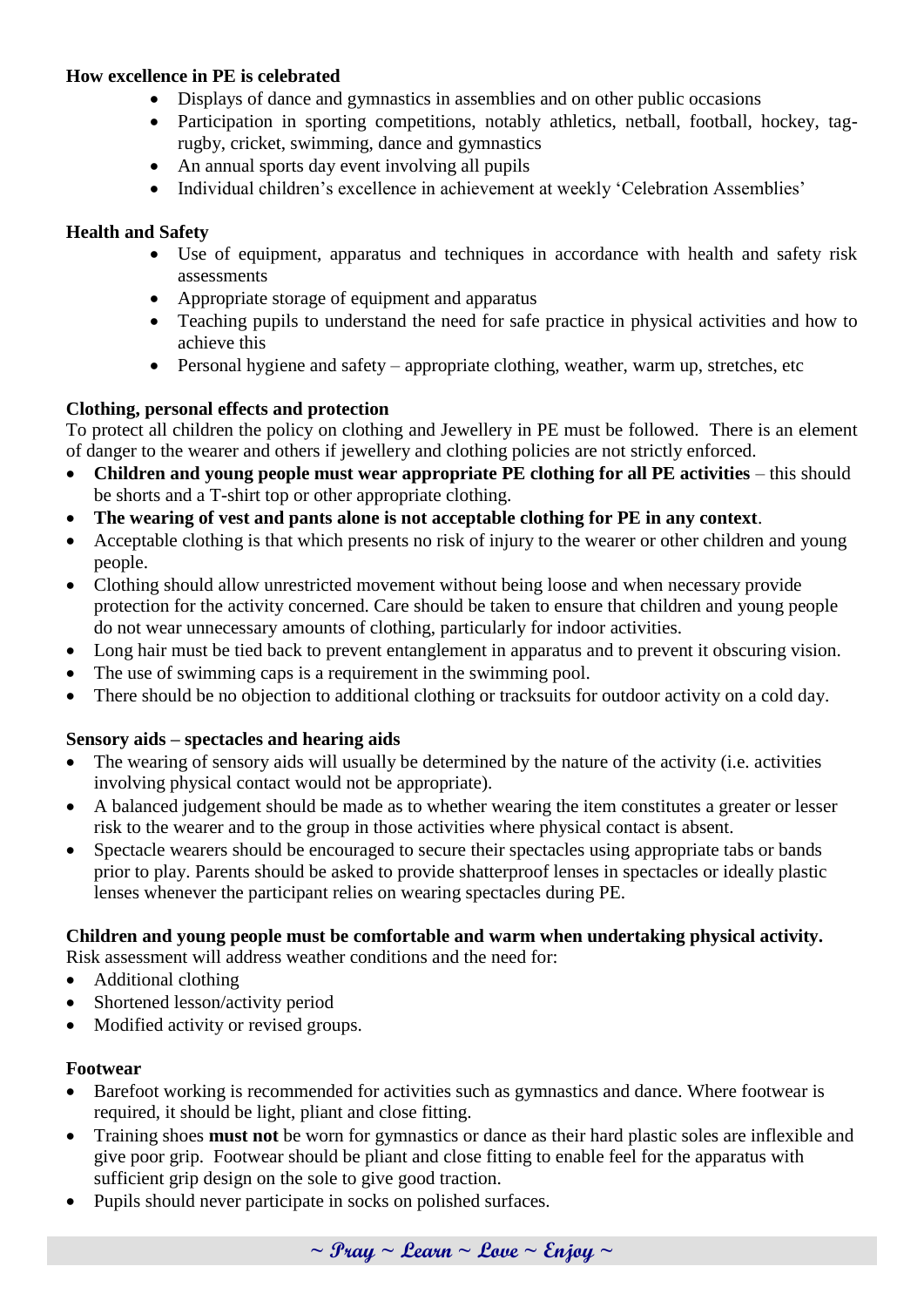**How excellence in PE is celebrated**

- Displays of dance and gymnastics in assemblies and on other public occasions
- Participation in sporting competitions, notably athletics, netball, football, hockey, tag-rugby, cricket, swimming, dance and gymnastics
- An annual sports day event involving all pupils
- Individual children's excellence in achievement at weekly 'Celebration Assemblies'

**Health and Safety**

- Use of equipment, apparatus and techniques in accordance with health and safety risk assessments
- Appropriate storage of equipment and apparatus
- Teaching pupils to understand the need for safe practice in physical activities and how to achieve this
- Personal hygiene and safety – appropriate clothing, weather, warm up, stretches, etc

**Clothing, personal effects and protection**

To protect all children the policy on clothing and Jewellery in PE must be followed. There is an element of danger to the wearer and others if jewellery and clothing policies are not strictly enforced.

- **Children and young people must wear appropriate PE clothing for all PE activities** – this should be shorts and a T-shirt top or other appropriate clothing.
- **The wearing of vest and pants alone is not acceptable clothing for PE in any context**.
- Acceptable clothing is that which presents no risk of injury to the wearer or other children and young people.
- Clothing should allow unrestricted movement without being loose and when necessary provide protection for the activity concerned. Care should be taken to ensure that children and young people do not wear unnecessary amounts of clothing, particularly for indoor activities.
- Long hair must be tied back to prevent entanglement in apparatus and to prevent it obscuring vision.
- The use of swimming caps is a requirement in the swimming pool.
- There should be no objection to additional clothing or tracksuits for outdoor activity on a cold day.

**Sensory aids – spectacles and hearing aids**

- The wearing of sensory aids will usually be determined by the nature of the activity (i.e. activities involving physical contact would not be appropriate).
- A balanced judgement should be made as to whether wearing the item constitutes a greater or lesser risk to the wearer and to the group in those activities where physical contact is absent.
- Spectacle wearers should be encouraged to secure their spectacles using appropriate tabs or bands prior to play. Parents should be asked to provide shatterproof lenses in spectacles or ideally plastic lenses whenever the participant relies on wearing spectacles during PE.

**Children and young people must be comfortable and warm when undertaking physical activity.**

Risk assessment will address weather conditions and the need for:

- Additional clothing
- Shortened lesson/activity period
- Modified activity or revised groups.

**Footwear**

- Barefoot working is recommended for activities such as gymnastics and dance. Where footwear is required, it should be light, pliant and close fitting.
- Training shoes **must not** be worn for gymnastics or dance as their hard plastic soles are inflexible and give poor grip. Footwear should be pliant and close fitting to enable feel for the apparatus with sufficient grip design on the sole to give good traction.
- Pupils should never participate in socks on polished surfaces.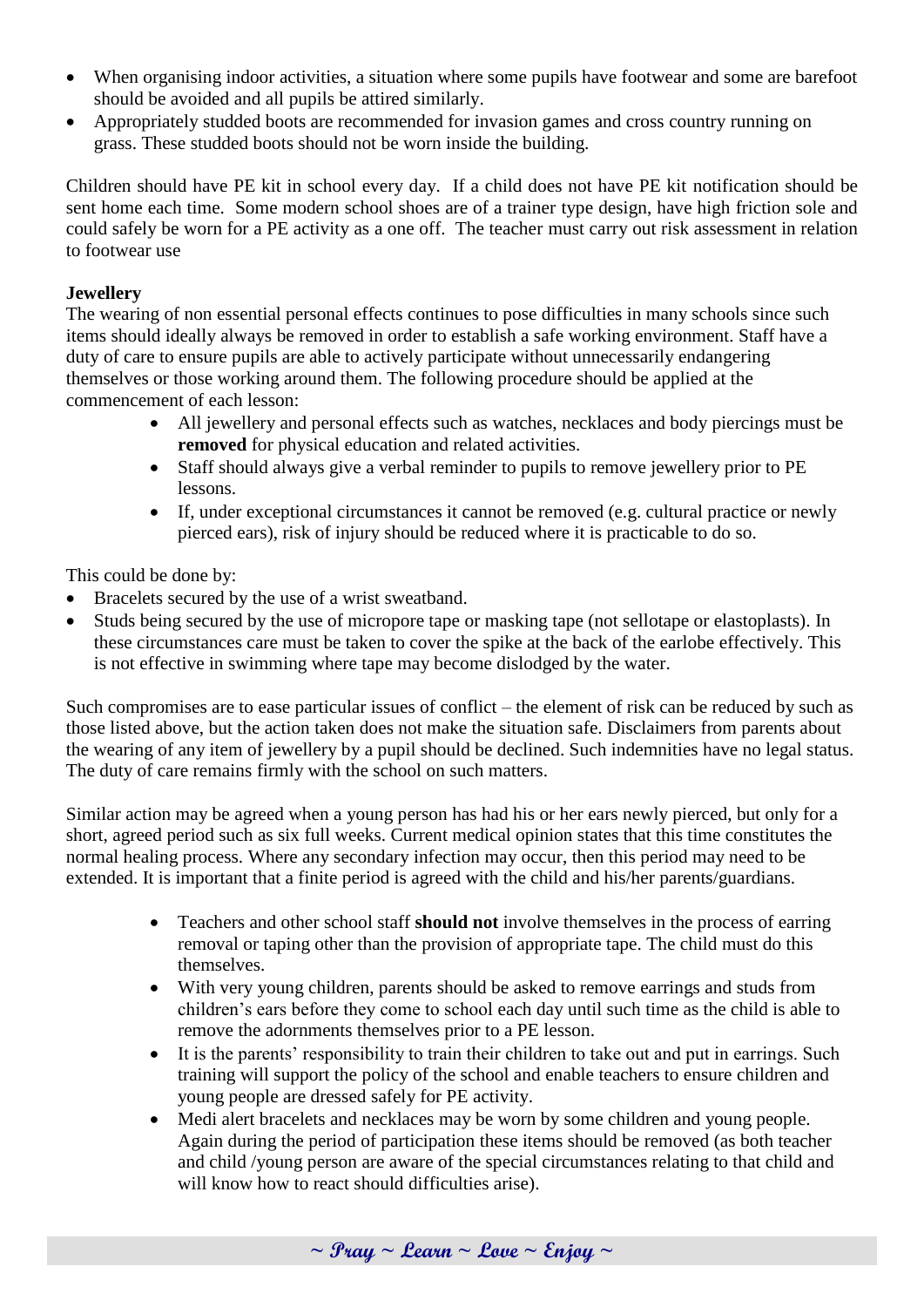- When organising indoor activities, a situation where some pupils have footwear and some are barefoot should be avoided and all pupils be attired similarly.
- Appropriately studded boots are recommended for invasion games and cross country running on grass. These studded boots should not be worn inside the building.

Children should have PE kit in school every day. If a child does not have PE kit notification should be sent home each time. Some modern school shoes are of a trainer type design, have high friction sole and could safely be worn for a PE activity as a one off. The teacher must carry out risk assessment in relation to footwear use

**Jewellery**

The wearing of non essential personal effects continues to pose difficulties in many schools since such items should ideally always be removed in order to establish a safe working environment. Staff have a duty of care to ensure pupils are able to actively participate without unnecessarily endangering themselves or those working around them. The following procedure should be applied at the commencement of each lesson:

- All jewellery and personal effects such as watches, necklaces and body piercings must be **removed** for physical education and related activities.
- Staff should always give a verbal reminder to pupils to remove jewellery prior to PE lessons.
- If, under exceptional circumstances it cannot be removed (e.g. cultural practice or newly pierced ears), risk of injury should be reduced where it is practicable to do so.

This could be done by:

- Bracelets secured by the use of a wrist sweatband.
- Studs being secured by the use of micropore tape or masking tape (not sellotape or elastoplasts). In these circumstances care must be taken to cover the spike at the back of the earlobe effectively. This is not effective in swimming where tape may become dislodged by the water.

Such compromises are to ease particular issues of conflict – the element of risk can be reduced by such as those listed above, but the action taken does not make the situation safe. Disclaimers from parents about the wearing of any item of jewellery by a pupil should be declined. Such indemnities have no legal status. The duty of care remains firmly with the school on such matters.

Similar action may be agreed when a young person has had his or her ears newly pierced, but only for a short, agreed period such as six full weeks. Current medical opinion states that this time constitutes the normal healing process. Where any secondary infection may occur, then this period may need to be extended. It is important that a finite period is agreed with the child and his/her parents/guardians.

- Teachers and other school staff **should not** involve themselves in the process of earring removal or taping other than the provision of appropriate tape. The child must do this themselves.
- With very young children, parents should be asked to remove earrings and studs from children's ears before they come to school each day until such time as the child is able to remove the adornments themselves prior to a PE lesson.
- It is the parents' responsibility to train their children to take out and put in earrings. Such training will support the policy of the school and enable teachers to ensure children and young people are dressed safely for PE activity.
- Medi alert bracelets and necklaces may be worn by some children and young people. Again during the period of participation these items should be removed (as both teacher and child /young person are aware of the special circumstances relating to that child and will know how to react should difficulties arise).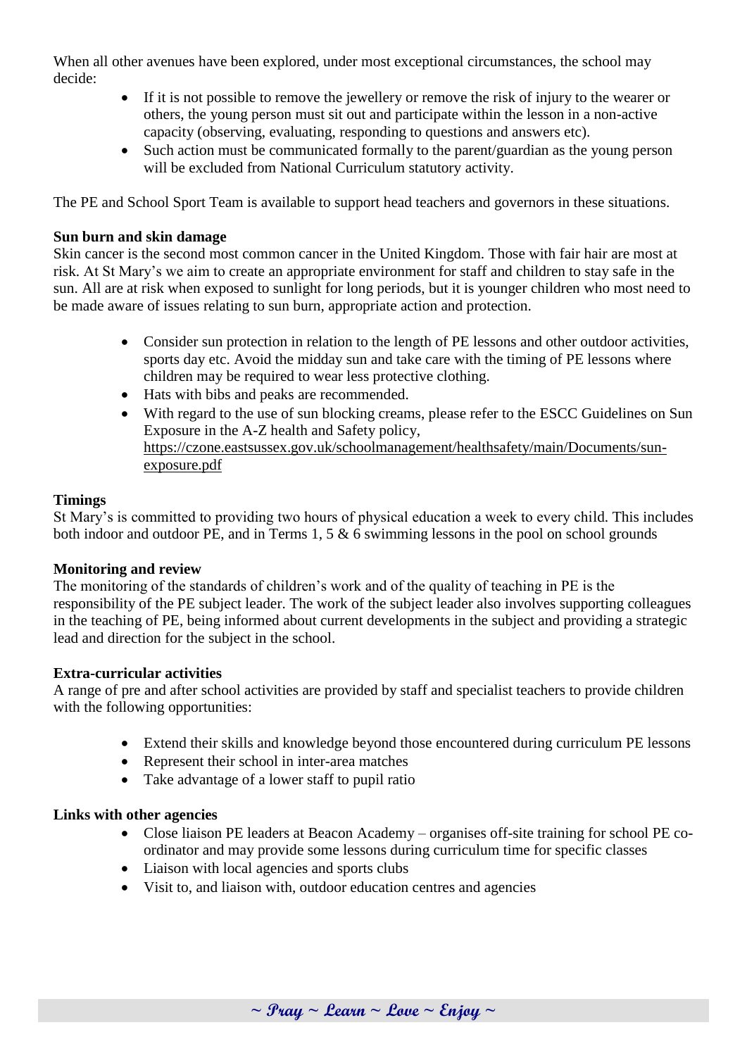When all other avenues have been explored, under most exceptional circumstances, the school may decide:

- If it is not possible to remove the jewellery or remove the risk of injury to the wearer or others, the young person must sit out and participate within the lesson in a non-active capacity (observing, evaluating, responding to questions and answers etc).
- Such action must be communicated formally to the parent/guardian as the young person will be excluded from National Curriculum statutory activity.

The PE and School Sport Team is available to support head teachers and governors in these situations.

**Sun burn and skin damage**

Skin cancer is the second most common cancer in the United Kingdom. Those with fair hair are most at risk. At St Mary's we aim to create an appropriate environment for staff and children to stay safe in the sun. All are at risk when exposed to sunlight for long periods, but it is younger children who most need to be made aware of issues relating to sun burn, appropriate action and protection.

- Consider sun protection in relation to the length of PE lessons and other outdoor activities, sports day etc. Avoid the midday sun and take care with the timing of PE lessons where children may be required to wear less protective clothing.
- Hats with bibs and peaks are recommended.
- With regard to the use of sun blocking creams, please refer to the ESCC Guidelines on Sun Exposure in the A-Z health and Safety policy, https://czone.eastsussex.gov.uk/schoolmanagement/healthsafety/main/Documents/sun-exposure.pdf

**Timings**

St Mary's is committed to providing two hours of physical education a week to every child. This includes both indoor and outdoor PE, and in Terms 1, 5 & 6 swimming lessons in the pool on school grounds

**Monitoring and review**

The monitoring of the standards of children's work and of the quality of teaching in PE is the responsibility of the PE subject leader. The work of the subject leader also involves supporting colleagues in the teaching of PE, being informed about current developments in the subject and providing a strategic lead and direction for the subject in the school.

**Extra-curricular activities**

A range of pre and after school activities are provided by staff and specialist teachers to provide children with the following opportunities:

- Extend their skills and knowledge beyond those encountered during curriculum PE lessons
- Represent their school in inter-area matches
- Take advantage of a lower staff to pupil ratio

**Links with other agencies**

- Close liaison PE leaders at Beacon Academy – organises off-site training for school PE co-ordinator and may provide some lessons during curriculum time for specific classes
- Liaison with local agencies and sports clubs
- Visit to, and liaison with, outdoor education centres and agencies